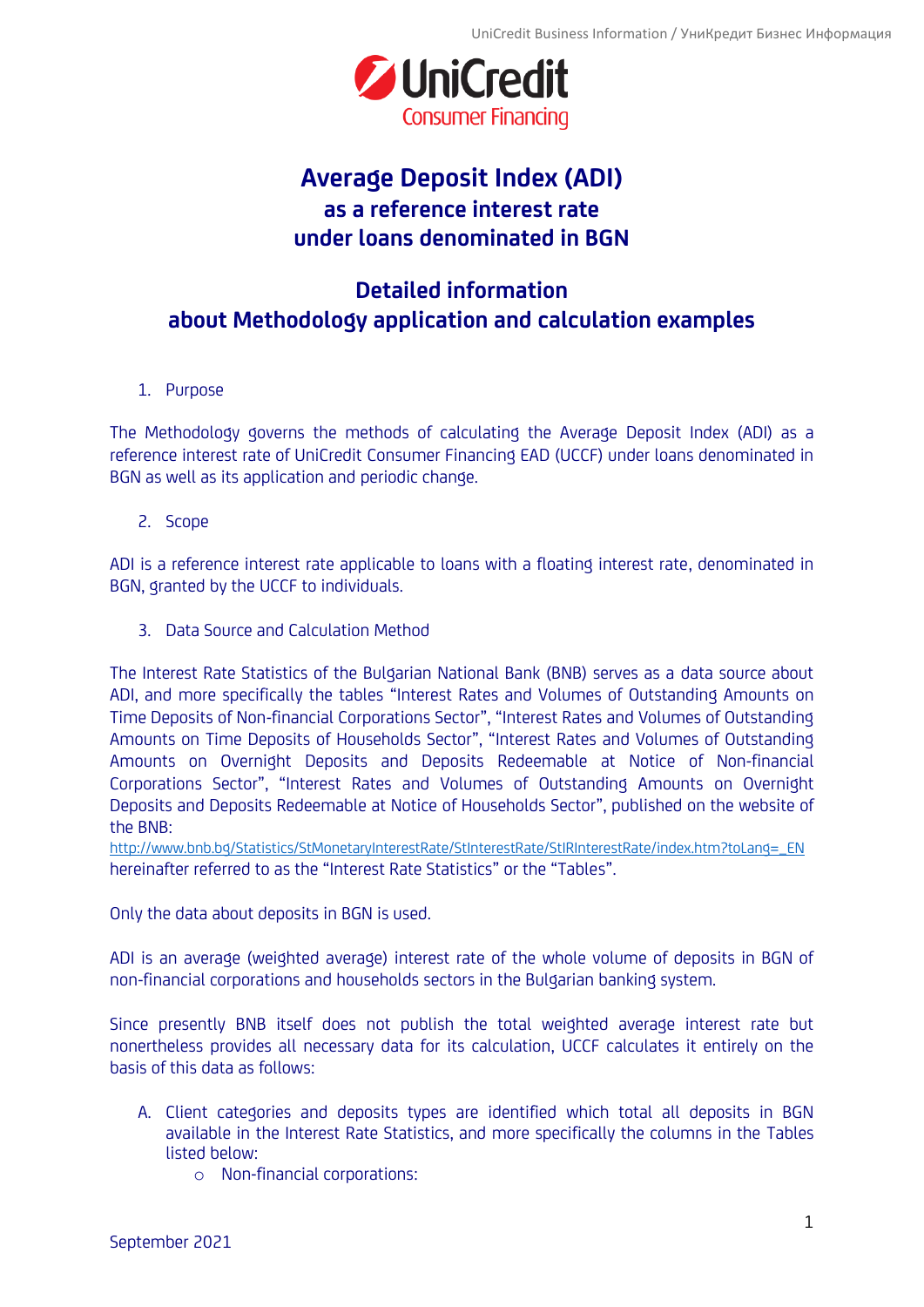# Average Deposit Index (ADI)
## as a reference interest rate
## under loans denominated in BGN

## Detailed information
## about Methodology application and calculation examples

1. Purpose

The Methodology governs the methods of calculating the Average Deposit Index (ADI) as a reference interest rate of UniCredit Consumer Financing EAD (UCCF) under loans denominated in BGN as well as its application and periodic change.

2. Scope

ADI is a reference interest rate applicable to loans with a floating interest rate, denominated in BGN, granted by the UCCF to individuals.

3. Data Source and Calculation Method

The Interest Rate Statistics of the Bulgarian National Bank (BNB) serves as a data source about ADI, and more specifically the tables "Interest Rates and Volumes of Outstanding Amounts on Time Deposits of Non-financial Corporations Sector", "Interest Rates and Volumes of Outstanding Amounts on Time Deposits of Households Sector", "Interest Rates and Volumes of Outstanding Amounts on Overnight Deposits and Deposits Redeemable at Notice of Non-financial Corporations Sector", "Interest Rates and Volumes of Outstanding Amounts on Overnight Deposits and Deposits Redeemable at Notice of Households Sector", published on the website of the BNB:
http://www.bnb.bg/Statistics/StMonetaryInterestRate/StInterestRate/StIRInterestRate/index.htm?toLang=_EN
hereinafter referred to as the "Interest Rate Statistics" or the "Tables".

Only the data about deposits in BGN is used.

ADI is an average (weighted average) interest rate of the whole volume of deposits in BGN of non-financial corporations and households sectors in the Bulgarian banking system.

Since presently BNB itself does not publish the total weighted average interest rate but nonertheless provides all necessary data for its calculation, UCCF calculates it entirely on the basis of this data as follows:

A. Client categories and deposits types are identified which total all deposits in BGN available in the Interest Rate Statistics, and more specifically the columns in the Tables listed below:
   - Non-financial corporations: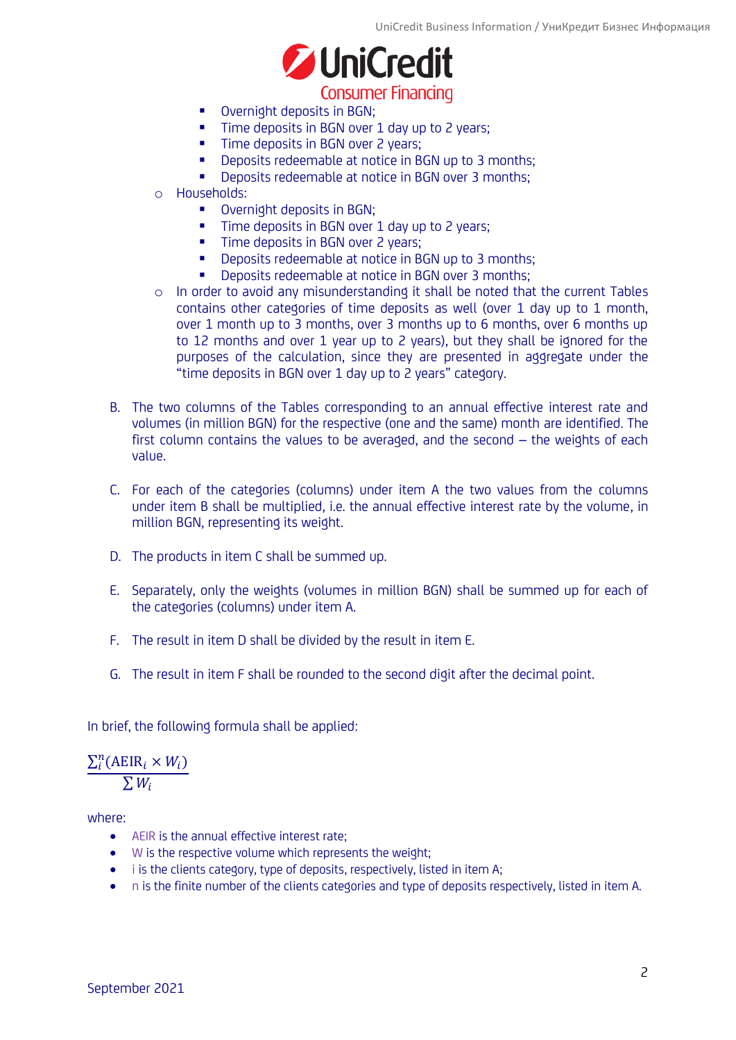- Overnight deposits in BGN;
    - Time deposits in BGN over 1 day up to 2 years;
    - Time deposits in BGN over 2 years;
    - Deposits redeemable at notice in BGN up to 3 months;
    - Deposits redeemable at notice in BGN over 3 months;
  - Households:
    - Overnight deposits in BGN;
    - Time deposits in BGN over 1 day up to 2 years;
    - Time deposits in BGN over 2 years;
    - Deposits redeemable at notice in BGN up to 3 months;
    - Deposits redeemable at notice in BGN over 3 months;
  - In order to avoid any misunderstanding it shall be noted that the current Tables contains other categories of time deposits as well (over 1 day up to 1 month, over 1 month up to 3 months, over 3 months up to 6 months, over 6 months up to 12 months and over 1 year up to 2 years), but they shall be ignored for the purposes of the calculation, since they are presented in aggregate under the "time deposits in BGN over 1 day up to 2 years" category.

B. The two columns of the Tables corresponding to an annual effective interest rate and volumes (in million BGN) for the respective (one and the same) month are identified. The first column contains the values to be averaged, and the second – the weights of each value.

C. For each of the categories (columns) under item A the two values from the columns under item B shall be multiplied, i.e. the annual effective interest rate by the volume, in million BGN, representing its weight.

D. The products in item C shall be summed up.

E. Separately, only the weights (volumes in million BGN) shall be summed up for each of the categories (columns) under item A.

F. The result in item D shall be divided by the result in item E.

G. The result in item F shall be rounded to the second digit after the decimal point.

In brief, the following formula shall be applied:

$$\frac{\sum_i^n (\mathrm{AEIR}_i \times W_i)}{\sum W_i}$$

where:

- AEIR is the annual effective interest rate;
- W is the respective volume which represents the weight;
- i is the clients category, type of deposits, respectively, listed in item A;
- n is the finite number of the clients categories and type of deposits respectively, listed in item A.

September 2021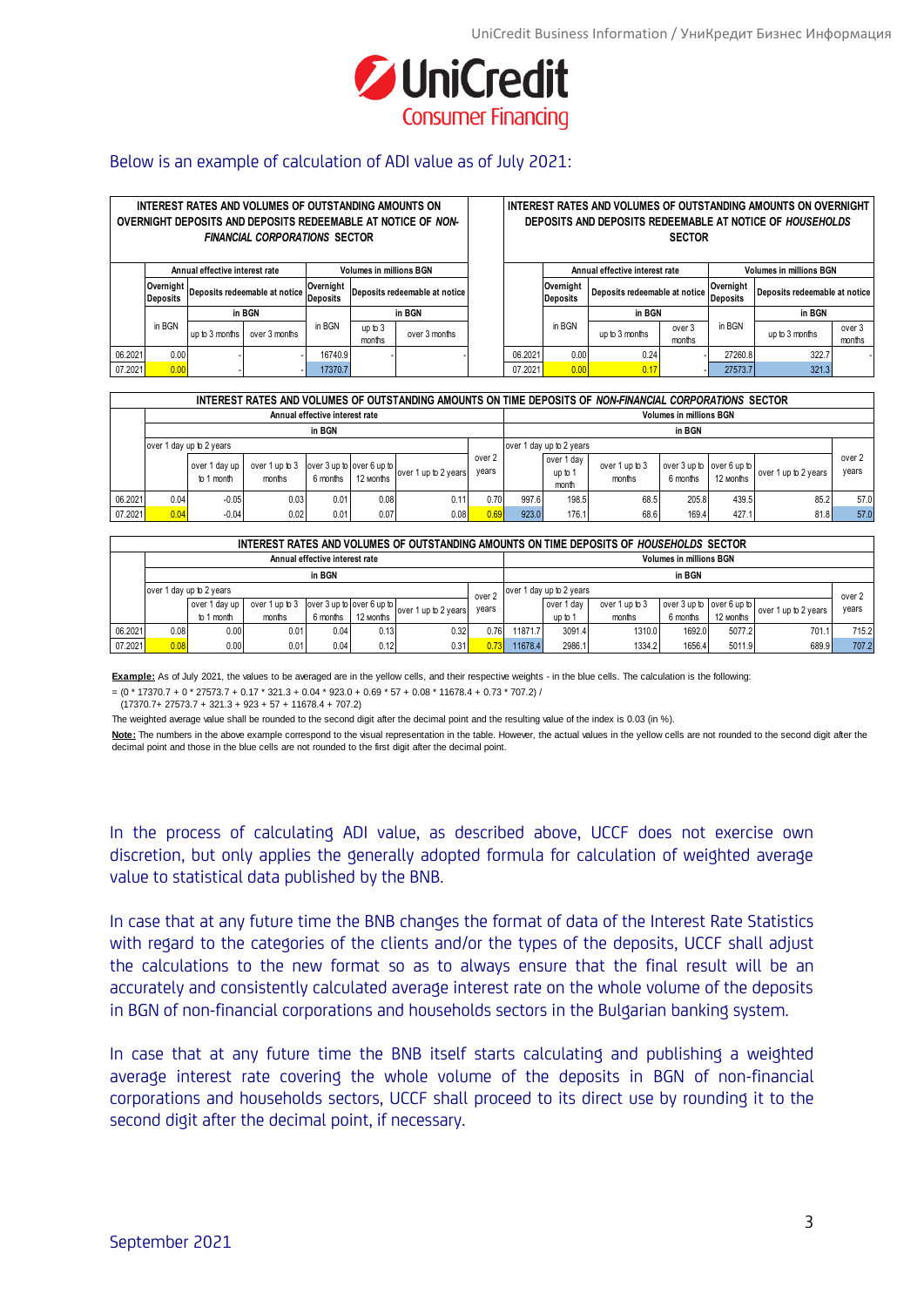Below is an example of calculation of ADI value as of July 2021:

**INTEREST RATES AND VOLUMES OF OUTSTANDING AMOUNTS ON OVERNIGHT DEPOSITS AND DEPOSITS REDEEMABLE AT NOTICE OF *NON-FINANCIAL CORPORATIONS* SECTOR**

| | Annual effective interest rate | | | Volumes in millions BGN | | |
|---|---|---|---|---|---|---|
| | Overnight Deposits | Deposits redeemable at notice | | Overnight Deposits | Deposits redeemable at notice | |
| | | in BGN | | | in BGN | |
| | in BGN | up to 3 months | over 3 months | in BGN | up to 3 months | over 3 months |
| 06.2021 | 0.00 | - | - | 16740.9 | - | - |
| 07.2021 | 0.00 | - | - | 17370.7 | - | - |

**INTEREST RATES AND VOLUMES OF OUTSTANDING AMOUNTS ON OVERNIGHT DEPOSITS AND DEPOSITS REDEEMABLE AT NOTICE OF *HOUSEHOLDS* SECTOR**

| | Annual effective interest rate | | | Volumes in millions BGN | | |
|---|---|---|---|---|---|---|
| | Overnight Deposits | Deposits redeemable at notice | | Overnight Deposits | Deposits redeemable at notice | |
| | | in BGN | | | in BGN | |
| | in BGN | up to 3 months | over 3 months | in BGN | up to 3 months | over 3 months |
| 06.2021 | 0.00 | 0.24 | - | 27260.8 | 322.7 | - |
| 07.2021 | 0.00 | 0.17 | - | 27573.7 | 321.3 | - |

**INTEREST RATES AND VOLUMES OF OUTSTANDING AMOUNTS ON TIME DEPOSITS OF *NON-FINANCIAL CORPORATIONS* SECTOR**

| | Annual effective interest rate | | | | | | | Volumes in millions BGN | | | | | | |
|---|---|---|---|---|---|---|---|---|---|---|---|---|---|---|
| | in BGN | | | | | | | in BGN | | | | | | |
| | over 1 day up to 2 years | | | | | | over 2 years | over 1 day up to 2 years | | | | | | over 2 years |
| | | over 1 day up to 1 month | over 1 up to 3 months | over 3 up to 6 months | over 6 up to 12 months | over 1 up to 2 years | | | over 1 day up to 1 month | over 1 up to 3 months | over 3 up to 6 months | over 6 up to 12 months | over 1 up to 2 years | |
| 06.2021 | 0.04 | -0.05 | 0.03 | 0.01 | 0.08 | 0.11 | 0.70 | 997.6 | 198.5 | 68.5 | 205.8 | 439.5 | 85.2 | 57.0 |
| 07.2021 | 0.04 | -0.04 | 0.02 | 0.01 | 0.07 | 0.08 | 0.69 | 923.0 | 176.1 | 68.6 | 169.4 | 427.1 | 81.8 | 57.0 |

**INTEREST RATES AND VOLUMES OF OUTSTANDING AMOUNTS ON TIME DEPOSITS OF *HOUSEHOLDS* SECTOR**

| | Annual effective interest rate | | | | | | | Volumes in millions BGN | | | | | | |
|---|---|---|---|---|---|---|---|---|---|---|---|---|---|---|
| | in BGN | | | | | | | in BGN | | | | | | |
| | over 1 day up to 2 years | | | | | | over 2 years | over 1 day up to 2 years | | | | | | over 2 years |
| | | over 1 day up to 1 month | over 1 up to 3 months | over 3 up to 6 months | over 6 up to 12 months | over 1 up to 2 years | | | over 1 day up to 1 | over 1 up to 3 months | over 3 up to 6 months | over 6 up to 12 months | over 1 up to 2 years | |
| 06.2021 | 0.08 | 0.00 | 0.01 | 0.04 | 0.13 | 0.32 | 0.76 | 11871.7 | 3091.4 | 1310.0 | 1692.0 | 5077.2 | 701.1 | 715.2 |
| 07.2021 | 0.08 | 0.00 | 0.01 | 0.04 | 0.12 | 0.31 | 0.73 | 11678.4 | 2986.1 | 1334.2 | 1656.4 | 5011.9 | 689.9 | 707.2 |

**Example:** As of July 2021, the values to be averaged are in the yellow cells, and their respective weights - in the blue cells. The calculation is the following:

= (0 * 17370.7 + 0 * 27573.7 + 0.17 * 321.3 + 0.04 * 923.0 + 0.69 * 57 + 0.08 * 11678.4 + 0.73 * 707.2) /
(17370.7+ 27573.7 + 321.3 + 923 + 57 + 11678.4 + 707.2)

The weighted average value shall be rounded to the second digit after the decimal point and the resulting value of the index is 0.03 (in %).

**Note:** The numbers in the above example correspond to the visual representation in the table. However, the actual values in the yellow cells are not rounded to the second digit after the decimal point and those in the blue cells are not rounded to the first digit after the decimal point.

In the process of calculating ADI value, as described above, UCCF does not exercise own discretion, but only applies the generally adopted formula for calculation of weighted average value to statistical data published by the BNB.

In case that at any future time the BNB changes the format of data of the Interest Rate Statistics with regard to the categories of the clients and/or the types of the deposits, UCCF shall adjust the calculations to the new format so as to always ensure that the final result will be an accurately and consistently calculated average interest rate on the whole volume of the deposits in BGN of non-financial corporations and households sectors in the Bulgarian banking system.

In case that at any future time the BNB itself starts calculating and publishing a weighted average interest rate covering the whole volume of the deposits in BGN of non-financial corporations and households sectors, UCCF shall proceed to its direct use by rounding it to the second digit after the decimal point, if necessary.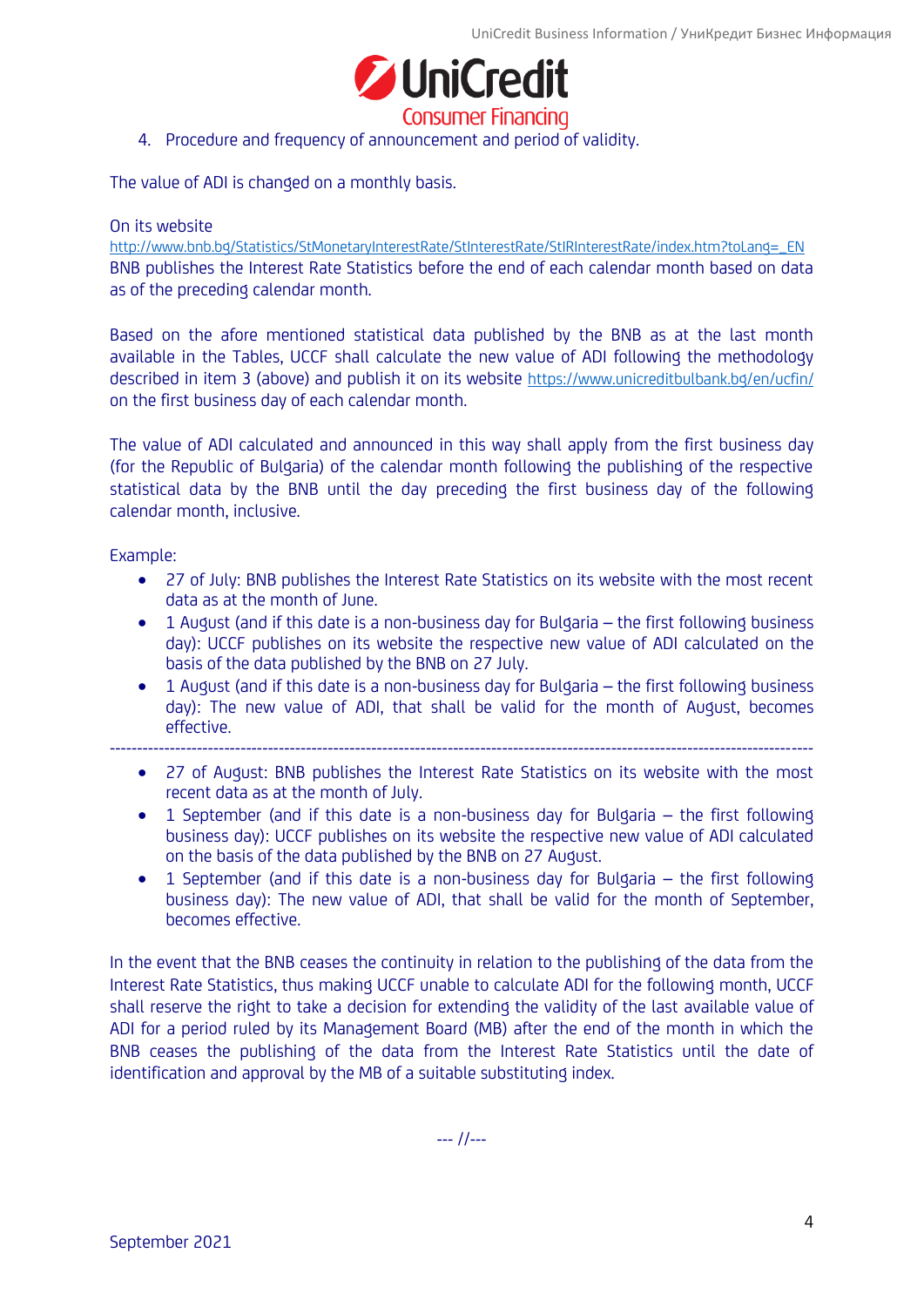4. Procedure and frequency of announcement and period of validity.

The value of ADI is changed on a monthly basis.

On its website
http://www.bnb.bg/Statistics/StMonetaryInterestRate/StInterestRate/StIRInterestRate/index.htm?toLang=_EN
BNB publishes the Interest Rate Statistics before the end of each calendar month based on data as of the preceding calendar month.

Based on the afore mentioned statistical data published by the BNB as at the last month available in the Tables, UCCF shall calculate the new value of ADI following the methodology described in item 3 (above) and publish it on its website https://www.unicreditbulbank.bg/en/ucfin/ on the first business day of each calendar month.

The value of ADI calculated and announced in this way shall apply from the first business day (for the Republic of Bulgaria) of the calendar month following the publishing of the respective statistical data by the BNB until the day preceding the first business day of the following calendar month, inclusive.

Example:

- 27 of July: BNB publishes the Interest Rate Statistics on its website with the most recent data as at the month of June.
- 1 August (and if this date is a non-business day for Bulgaria – the first following business day): UCCF publishes on its website the respective new value of ADI calculated on the basis of the data published by the BNB on 27 July.
- 1 August (and if this date is a non-business day for Bulgaria – the first following business day): The new value of ADI, that shall be valid for the month of August, becomes effective.

---

- 27 of August: BNB publishes the Interest Rate Statistics on its website with the most recent data as at the month of July.
- 1 September (and if this date is a non-business day for Bulgaria – the first following business day): UCCF publishes on its website the respective new value of ADI calculated on the basis of the data published by the BNB on 27 August.
- 1 September (and if this date is a non-business day for Bulgaria – the first following business day): The new value of ADI, that shall be valid for the month of September, becomes effective.

In the event that the BNB ceases the continuity in relation to the publishing of the data from the Interest Rate Statistics, thus making UCCF unable to calculate ADI for the following month, UCCF shall reserve the right to take a decision for extending the validity of the last available value of ADI for a period ruled by its Management Board (MB) after the end of the month in which the BNB ceases the publishing of the data from the Interest Rate Statistics until the date of identification and approval by the MB of a suitable substituting index.

--- //---